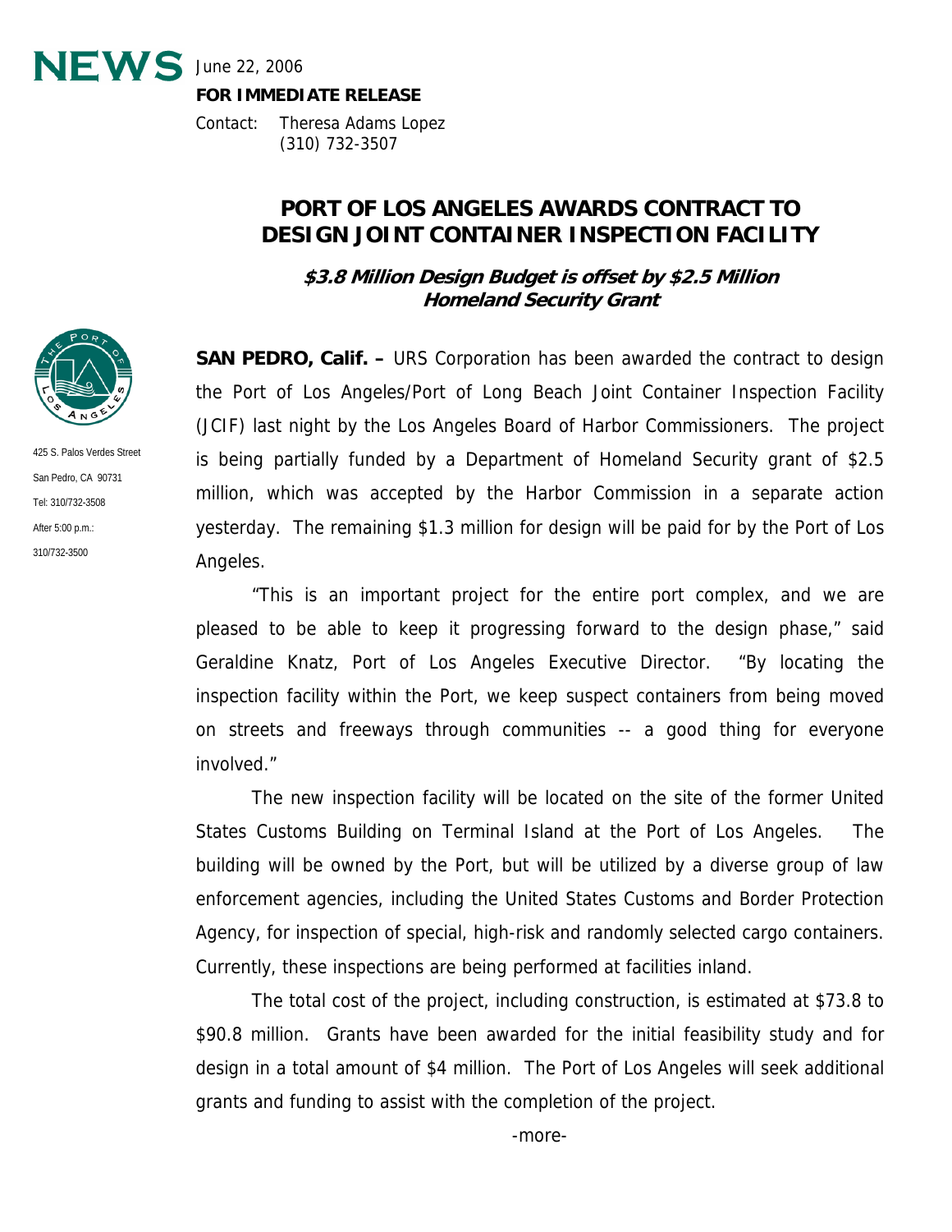**NEWS** June 22, 2006

**FOR IMMEDIATE RELEASE**

Contact: Theresa Adams Lopez
(310) 732-3507

425 S. Palos Verdes Street
San Pedro, CA 90731
Tel: 310/732-3508
After 5:00 p.m.:
310/732-3500

# PORT OF LOS ANGELES AWARDS CONTRACT TO DESIGN JOINT CONTAINER INSPECTION FACILITY

## *$3.8 Million Design Budget is offset by $2.5 Million Homeland Security Grant*

**SAN PEDRO, Calif. –** URS Corporation has been awarded the contract to design the Port of Los Angeles/Port of Long Beach Joint Container Inspection Facility (JCIF) last night by the Los Angeles Board of Harbor Commissioners. The project is being partially funded by a Department of Homeland Security grant of $2.5 million, which was accepted by the Harbor Commission in a separate action yesterday. The remaining $1.3 million for design will be paid for by the Port of Los Angeles.

"This is an important project for the entire port complex, and we are pleased to be able to keep it progressing forward to the design phase," said Geraldine Knatz, Port of Los Angeles Executive Director. "By locating the inspection facility within the Port, we keep suspect containers from being moved on streets and freeways through communities -- a good thing for everyone involved."

The new inspection facility will be located on the site of the former United States Customs Building on Terminal Island at the Port of Los Angeles. The building will be owned by the Port, but will be utilized by a diverse group of law enforcement agencies, including the United States Customs and Border Protection Agency, for inspection of special, high-risk and randomly selected cargo containers. Currently, these inspections are being performed at facilities inland.

The total cost of the project, including construction, is estimated at $73.8 to $90.8 million. Grants have been awarded for the initial feasibility study and for design in a total amount of $4 million. The Port of Los Angeles will seek additional grants and funding to assist with the completion of the project.

-more-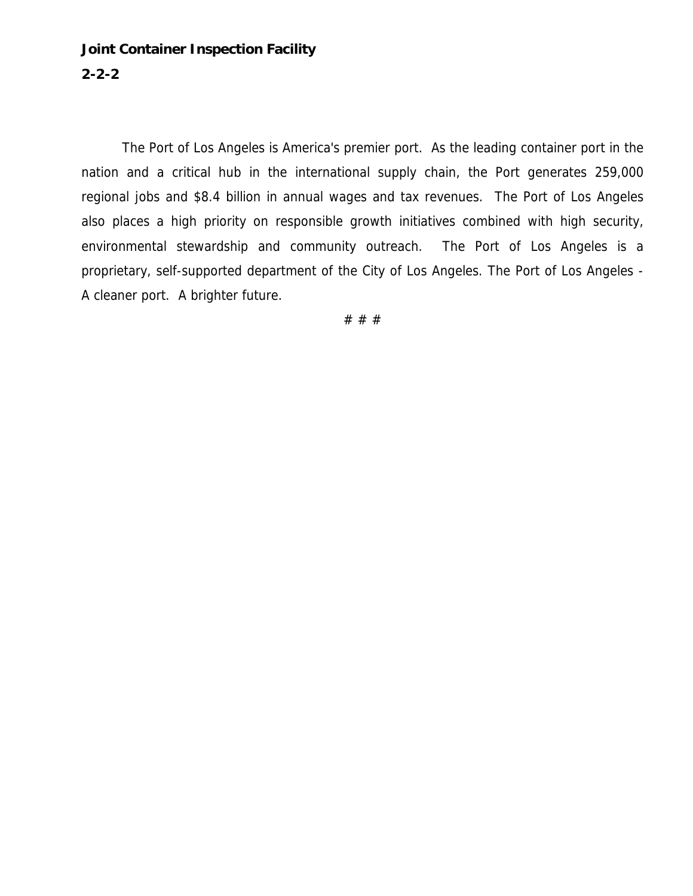The Port of Los Angeles is America's premier port. As the leading container port in the nation and a critical hub in the international supply chain, the Port generates 259,000 regional jobs and $8.4 billion in annual wages and tax revenues. The Port of Los Angeles also places a high priority on responsible growth initiatives combined with high security, environmental stewardship and community outreach. The Port of Los Angeles is a proprietary, self-supported department of the City of Los Angeles. The Port of Los Angeles - A cleaner port. A brighter future.

# # #